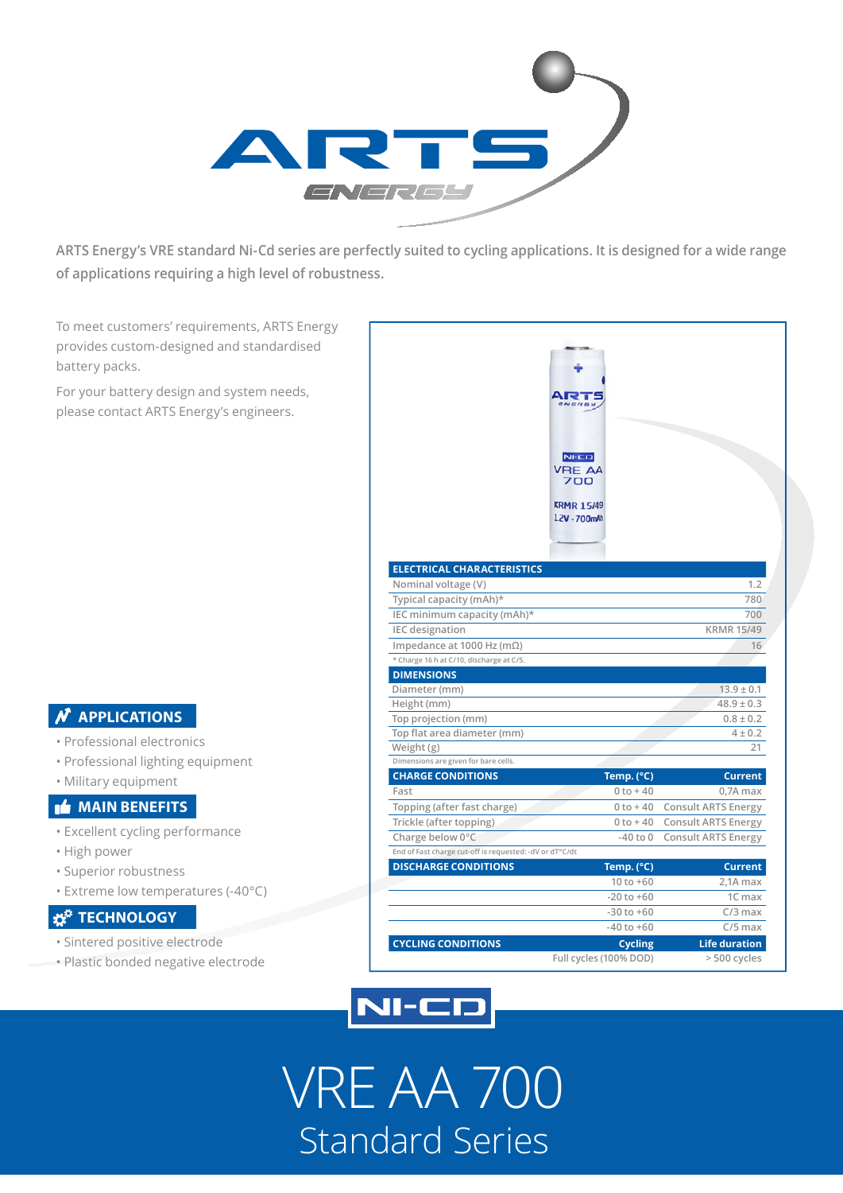# ARTS ENERGY

**ARTS Energy's VRE standard Ni-Cd series are perfectly suited to cycling applications. It is designed for a wide range of applications requiring a high level of robustness.**

To meet customers' requirements, ARTS Energy provides custom-designed and standardised battery packs.

For your battery design and system needs, please contact ARTS Energy's engineers.

## APPLICATIONS

- Professional electronics
- Professional lighting equipment
- Military equipment

## MAIN BENEFITS

- Excellent cycling performance
- High power
- Superior robustness
- Extreme low temperatures (-40°C)

## TECHNOLOGY

- Sintered positive electrode
- Plastic bonded negative electrode

| ELECTRICAL CHARACTERISTICS | |
|---|---|
| Nominal voltage (V) | 1.2 |
| Typical capacity (mAh)* | 780 |
| IEC minimum capacity (mAh)* | 700 |
| IEC designation | KRMR 15/49 |
| Impedance at 1000 Hz (mΩ) | 16 |

\* Charge 16 h at C/10, discharge at C/5.

| DIMENSIONS | |
|---|---|
| Diameter (mm) | 13.9 ± 0.1 |
| Height (mm) | 48.9 ± 0.3 |
| Top projection (mm) | 0.8 ± 0.2 |
| Top flat area diameter (mm) | 4 ± 0.2 |
| Weight (g) | 21 |

Dimensions are given for bare cells.

| CHARGE CONDITIONS | Temp. (°C) | Current |
|---|---|---|
| Fast | 0 to + 40 | 0,7A max |
| Topping (after fast charge) | 0 to + 40 | Consult ARTS Energy |
| Trickle (after topping) | 0 to + 40 | Consult ARTS Energy |
| Charge below 0°C | -40 to 0 | Consult ARTS Energy |

End of Fast charge cut-off is requested: -dV or dT°C/dt

| DISCHARGE CONDITIONS | Temp. (°C) | Current |
|---|---|---|
| | 10 to +60 | 2,1A max |
| | -20 to +60 | 1C max |
| | -30 to +60 | C/3 max |
| | -40 to +60 | C/5 max |

| CYCLING CONDITIONS | Cycling | Life duration |
|---|---|---|
| | Full cycles (100% DOD) | > 500 cycles |

NI-CD

# VRE AA 700

## Standard Series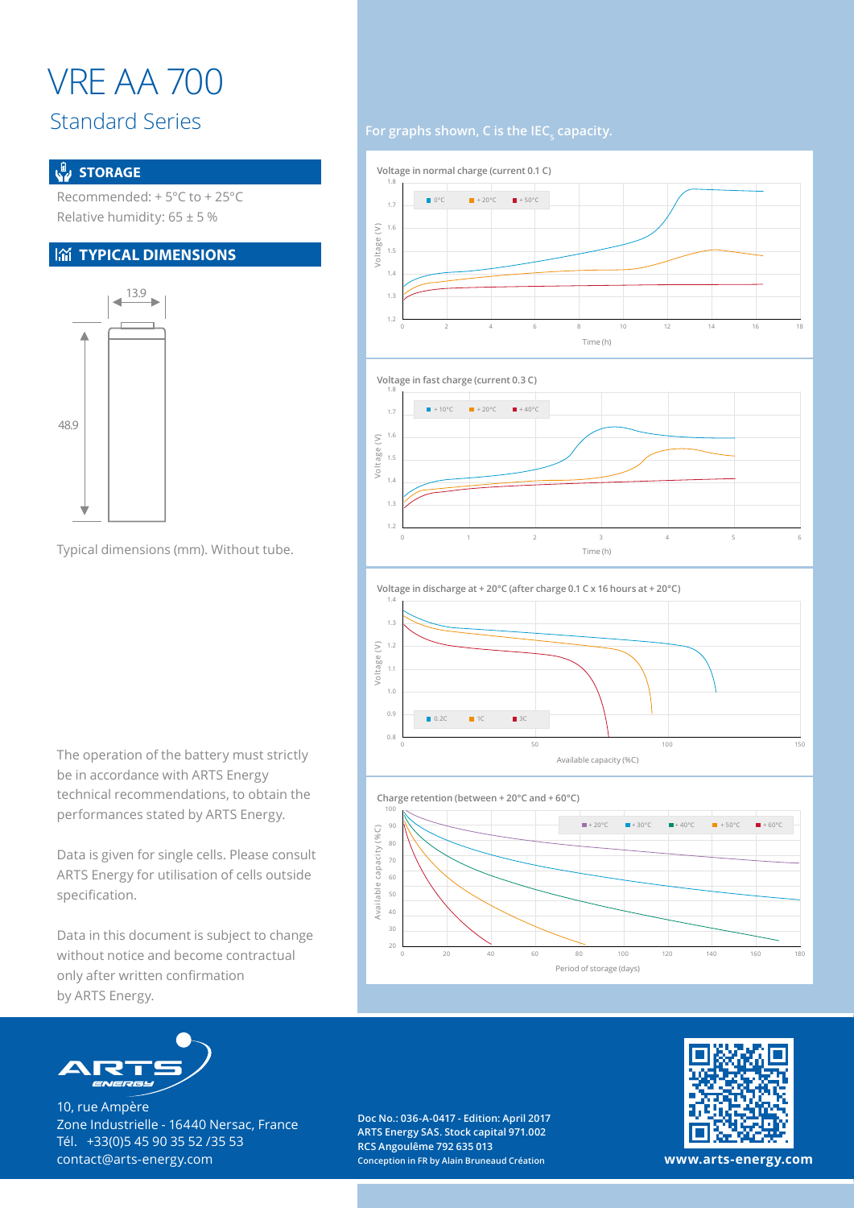# VRE AA 700

## Standard Series

### STORAGE

Recommended: + 5°C to + 25°C
Relative humidity: 65 ± 5 %

### TYPICAL DIMENSIONS

13.9

48.9

Typical dimensions (mm). Without tube.

The operation of the battery must strictly be in accordance with ARTS Energy technical recommendations, to obtain the performances stated by ARTS Energy.

Data is given for single cells. Please consult ARTS Energy for utilisation of cells outside specification.

Data in this document is subject to change without notice and become contractual only after written confirmation by ARTS Energy.

**For graphs shown, C is the $IEC_5$ capacity.**

**Voltage in normal charge (current 0.1 C)**

Voltage (V)
1.8
1.7
1.6
1.5
1.4
1.3
1.2

0°C
+ 20°C
+ 50°C

0 2 4 6 8 10 12 14 16 18
Time (h)

**Voltage in fast charge (current 0.3 C)**

Voltage (V)
1.8
1.7
1.6
1.5
1.4
1.3
1.2

+ 10°C
+ 20°C
+ 40°C

0 1 2 3 4 5 6
Time (h)

**Voltage in discharge at + 20°C (after charge 0.1 C x 16 hours at + 20°C)**

Voltage (V)
1.4
1.3
1.2
1.1
1.0
0.9
0.8

0.2C
1C
3C

0 50 100 150
Available capacity (%C)

**Charge retention (between + 20°C and + 60°C)**

Available capacity (%C)
100
90
80
70
60
50
40
30
20

+ 20°C
+ 30°C
+ 40°C
+ 50°C
+ 60°C

0 20 40 60 80 100 120 140 160 180
Period of storage (days)

ARTS ENERGY

10, rue Ampère
Zone Industrielle - 16440 Nersac, France
Tél. +33(0)5 45 90 35 52 /35 53
contact@arts-energy.com

**Doc No.: 036-A-0417 - Edition: April 2017**
**ARTS Energy SAS. Stock capital 971.002**
**RCS Angoulême 792 635 013**
**Conception in FR by Alain Bruneaud Création**

**www.arts-energy.com**